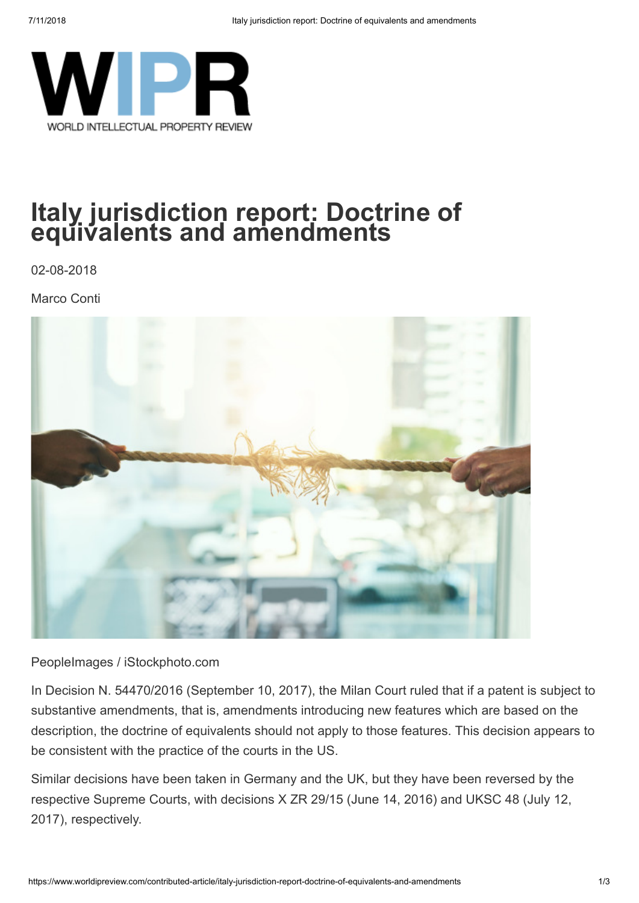# Italy jurisdiction report: Doctrine of equivalents and amendments

02-08-2018

Marco Conti

PeopleImages / iStockphoto.com

In Decision N. 54470/2016 (September 10, 2017), the Milan Court ruled that if a patent is subject to substantive amendments, that is, amendments introducing new features which are based on the description, the doctrine of equivalents should not apply to those features. This decision appears to be consistent with the practice of the courts in the US.

Similar decisions have been taken in Germany and the UK, but they have been reversed by the respective Supreme Courts, with decisions X ZR 29/15 (June 14, 2016) and UKSC 48 (July 12, 2017), respectively.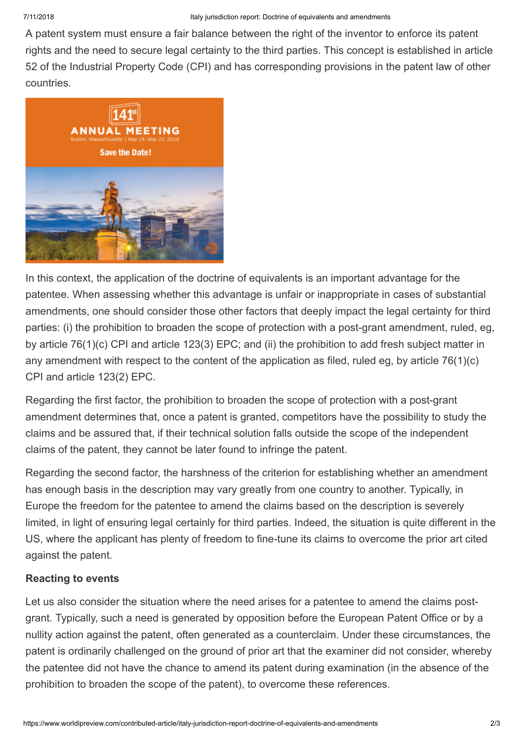A patent system must ensure a fair balance between the right of the inventor to enforce its patent rights and the need to secure legal certainty to the third parties. This concept is established in article 52 of the Industrial Property Code (CPI) and has corresponding provisions in the patent law of other countries.

In this context, the application of the doctrine of equivalents is an important advantage for the patentee. When assessing whether this advantage is unfair or inappropriate in cases of substantial amendments, one should consider those other factors that deeply impact the legal certainty for third parties: (i) the prohibition to broaden the scope of protection with a post-grant amendment, ruled, eg, by article 76(1)(c) CPI and article 123(3) EPC; and (ii) the prohibition to add fresh subject matter in any amendment with respect to the content of the application as filed, ruled eg, by article 76(1)(c) CPI and article 123(2) EPC.

Regarding the first factor, the prohibition to broaden the scope of protection with a post-grant amendment determines that, once a patent is granted, competitors have the possibility to study the claims and be assured that, if their technical solution falls outside the scope of the independent claims of the patent, they cannot be later found to infringe the patent.

Regarding the second factor, the harshness of the criterion for establishing whether an amendment has enough basis in the description may vary greatly from one country to another. Typically, in Europe the freedom for the patentee to amend the claims based on the description is severely limited, in light of ensuring legal certainly for third parties. Indeed, the situation is quite different in the US, where the applicant has plenty of freedom to fine-tune its claims to overcome the prior art cited against the patent.

**Reacting to events**

Let us also consider the situation where the need arises for a patentee to amend the claims post-grant. Typically, such a need is generated by opposition before the European Patent Office or by a nullity action against the patent, often generated as a counterclaim. Under these circumstances, the patent is ordinarily challenged on the ground of prior art that the examiner did not consider, whereby the patentee did not have the chance to amend its patent during examination (in the absence of the prohibition to broaden the scope of the patent), to overcome these references.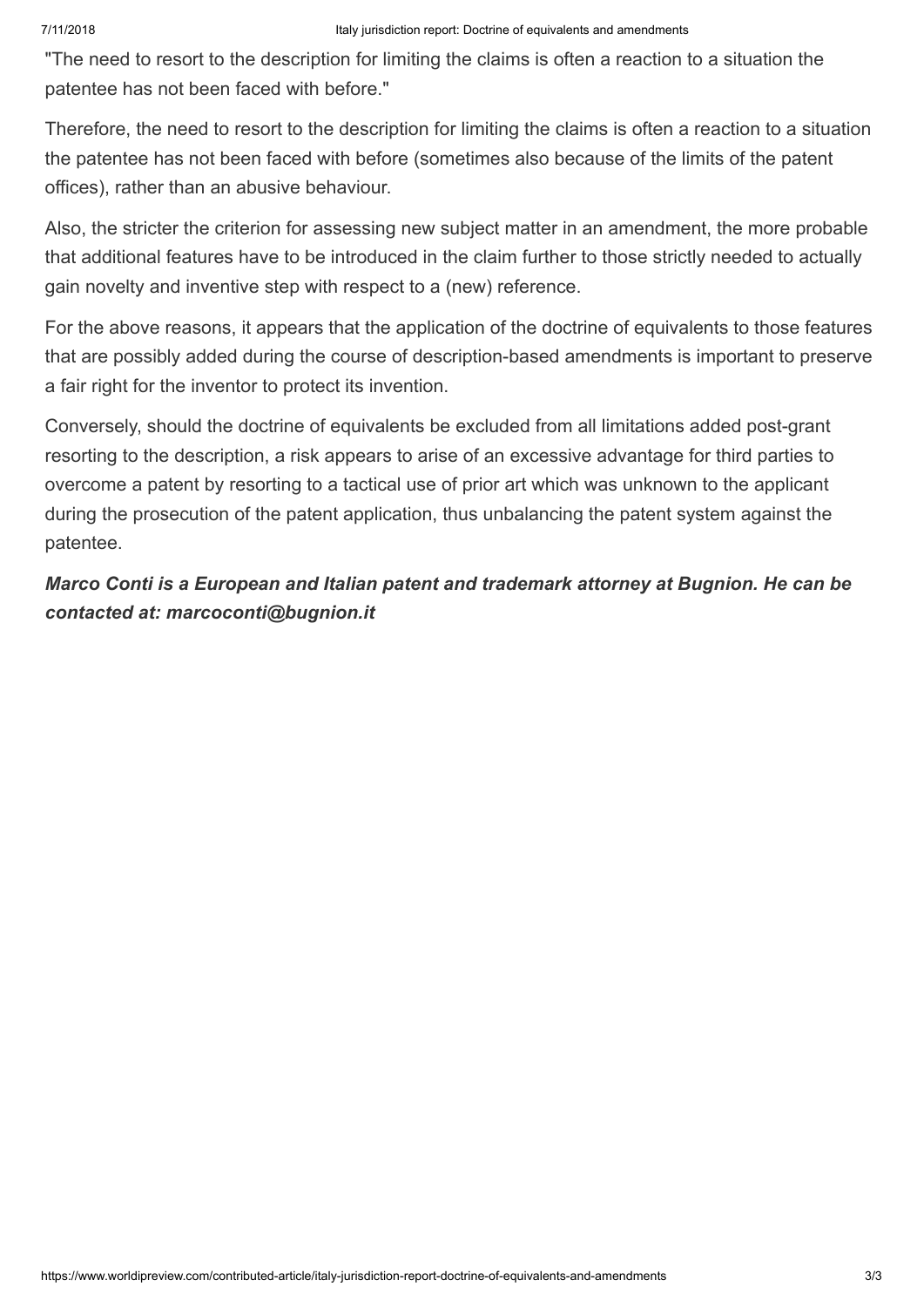"The need to resort to the description for limiting the claims is often a reaction to a situation the patentee has not been faced with before."

Therefore, the need to resort to the description for limiting the claims is often a reaction to a situation the patentee has not been faced with before (sometimes also because of the limits of the patent offices), rather than an abusive behaviour.

Also, the stricter the criterion for assessing new subject matter in an amendment, the more probable that additional features have to be introduced in the claim further to those strictly needed to actually gain novelty and inventive step with respect to a (new) reference.

For the above reasons, it appears that the application of the doctrine of equivalents to those features that are possibly added during the course of description-based amendments is important to preserve a fair right for the inventor to protect its invention.

Conversely, should the doctrine of equivalents be excluded from all limitations added post-grant resorting to the description, a risk appears to arise of an excessive advantage for third parties to overcome a patent by resorting to a tactical use of prior art which was unknown to the applicant during the prosecution of the patent application, thus unbalancing the patent system against the patentee.

***Marco Conti is a European and Italian patent and trademark attorney at Bugnion. He can be contacted at: marcoconti@bugnion.it***